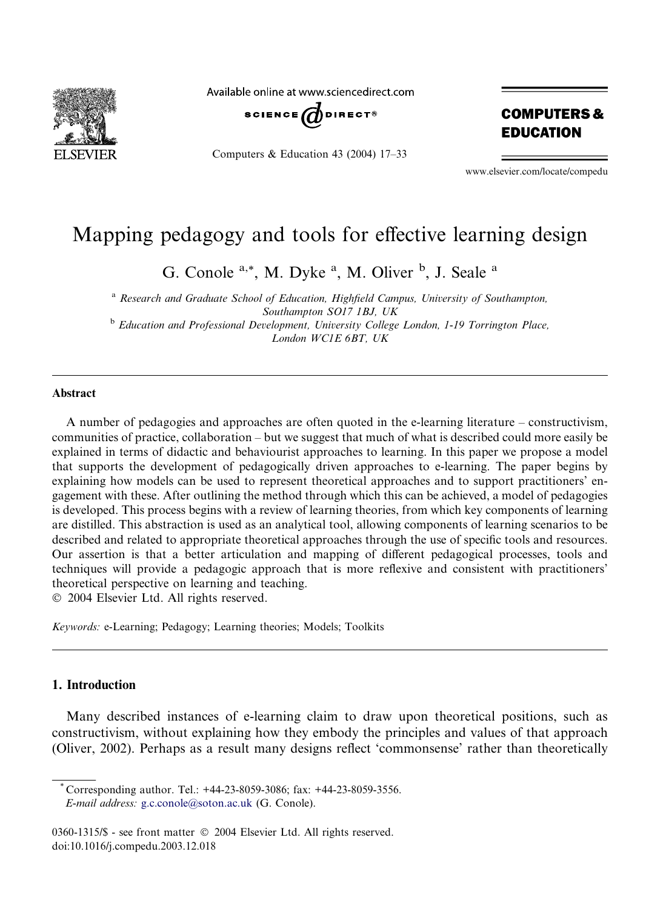# Mapping pedagogy and tools for effective learning design

G. Conole [a,*], M. Dyke [a], M. Oliver [b], J. Seale [a]

[a] *Research and Graduate School of Education, Highfield Campus, University of Southampton, Southampton SO17 1BJ, UK*

[b] *Education and Professional Development, University College London, 1-19 Torrington Place, London WC1E 6BT, UK*

## Abstract

A number of pedagogies and approaches are often quoted in the e-learning literature – constructivism, communities of practice, collaboration – but we suggest that much of what is described could more easily be explained in terms of didactic and behaviourist approaches to learning. In this paper we propose a model that supports the development of pedagogically driven approaches to e-learning. The paper begins by explaining how models can be used to represent theoretical approaches and to support practitioners' engagement with these. After outlining the method through which this can be achieved, a model of pedagogies is developed. This process begins with a review of learning theories, from which key components of learning are distilled. This abstraction is used as an analytical tool, allowing components of learning scenarios to be described and related to appropriate theoretical approaches through the use of specific tools and resources. Our assertion is that a better articulation and mapping of different pedagogical processes, tools and techniques will provide a pedagogic approach that is more reflexive and consistent with practitioners' theoretical perspective on learning and teaching.

© 2004 Elsevier Ltd. All rights reserved.

*Keywords:* e-Learning; Pedagogy; Learning theories; Models; Toolkits

## 1. Introduction

Many described instances of e-learning claim to draw upon theoretical positions, such as constructivism, without explaining how they embody the principles and values of that approach (Oliver, 2002). Perhaps as a result many designs reflect 'commonsense' rather than theoretically

---

\* Corresponding author. Tel.: +44-23-8059-3086; fax: +44-23-8059-3556.
*E-mail address:* g.c.conole@soton.ac.uk (G. Conole).

0360-1315/$ - see front matter © 2004 Elsevier Ltd. All rights reserved.
doi:10.1016/j.compedu.2003.12.018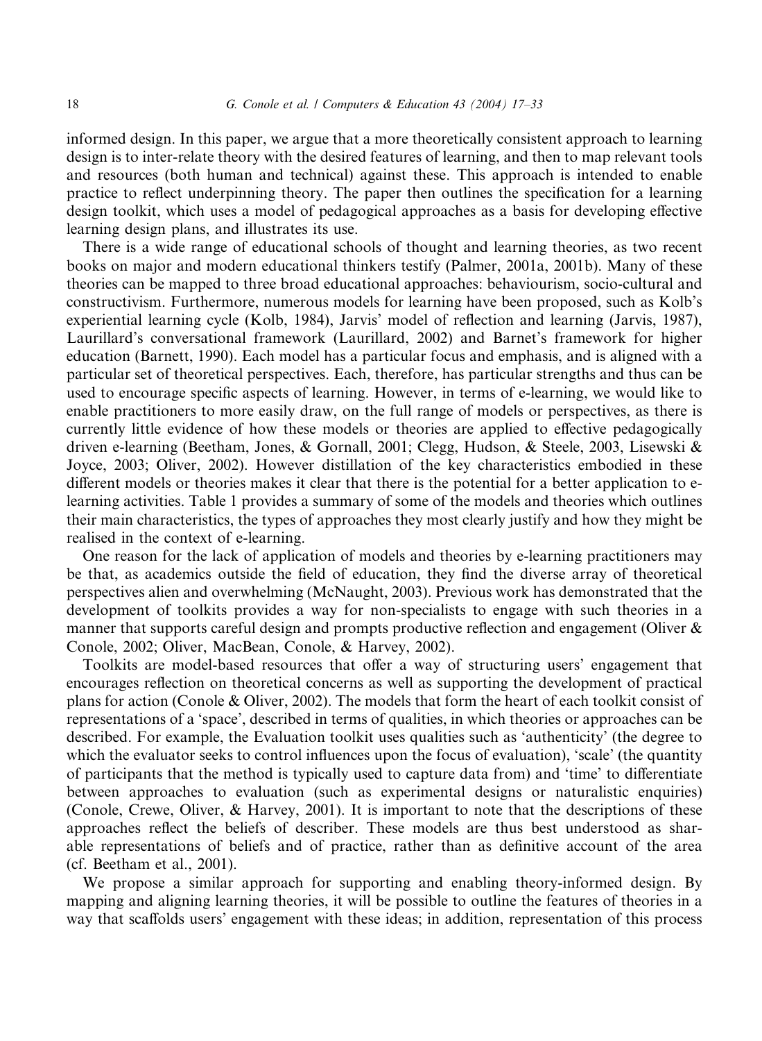informed design. In this paper, we argue that a more theoretically consistent approach to learning design is to inter-relate theory with the desired features of learning, and then to map relevant tools and resources (both human and technical) against these. This approach is intended to enable practice to reflect underpinning theory. The paper then outlines the specification for a learning design toolkit, which uses a model of pedagogical approaches as a basis for developing effective learning design plans, and illustrates its use.

There is a wide range of educational schools of thought and learning theories, as two recent books on major and modern educational thinkers testify (Palmer, 2001a, 2001b). Many of these theories can be mapped to three broad educational approaches: behaviourism, socio-cultural and constructivism. Furthermore, numerous models for learning have been proposed, such as Kolb's experiential learning cycle (Kolb, 1984), Jarvis' model of reflection and learning (Jarvis, 1987), Laurillard's conversational framework (Laurillard, 2002) and Barnet's framework for higher education (Barnett, 1990). Each model has a particular focus and emphasis, and is aligned with a particular set of theoretical perspectives. Each, therefore, has particular strengths and thus can be used to encourage specific aspects of learning. However, in terms of e-learning, we would like to enable practitioners to more easily draw, on the full range of models or perspectives, as there is currently little evidence of how these models or theories are applied to effective pedagogically driven e-learning (Beetham, Jones, & Gornall, 2001; Clegg, Hudson, & Steele, 2003, Lisewski & Joyce, 2003; Oliver, 2002). However distillation of the key characteristics embodied in these different models or theories makes it clear that there is the potential for a better application to e-learning activities. Table 1 provides a summary of some of the models and theories which outlines their main characteristics, the types of approaches they most clearly justify and how they might be realised in the context of e-learning.

One reason for the lack of application of models and theories by e-learning practitioners may be that, as academics outside the field of education, they find the diverse array of theoretical perspectives alien and overwhelming (McNaught, 2003). Previous work has demonstrated that the development of toolkits provides a way for non-specialists to engage with such theories in a manner that supports careful design and prompts productive reflection and engagement (Oliver & Conole, 2002; Oliver, MacBean, Conole, & Harvey, 2002).

Toolkits are model-based resources that offer a way of structuring users' engagement that encourages reflection on theoretical concerns as well as supporting the development of practical plans for action (Conole & Oliver, 2002). The models that form the heart of each toolkit consist of representations of a 'space', described in terms of qualities, in which theories or approaches can be described. For example, the Evaluation toolkit uses qualities such as 'authenticity' (the degree to which the evaluator seeks to control influences upon the focus of evaluation), 'scale' (the quantity of participants that the method is typically used to capture data from) and 'time' to differentiate between approaches to evaluation (such as experimental designs or naturalistic enquiries) (Conole, Crewe, Oliver, & Harvey, 2001). It is important to note that the descriptions of these approaches reflect the beliefs of describer. These models are thus best understood as sharable representations of beliefs and of practice, rather than as definitive account of the area (cf. Beetham et al., 2001).

We propose a similar approach for supporting and enabling theory-informed design. By mapping and aligning learning theories, it will be possible to outline the features of theories in a way that scaffolds users' engagement with these ideas; in addition, representation of this process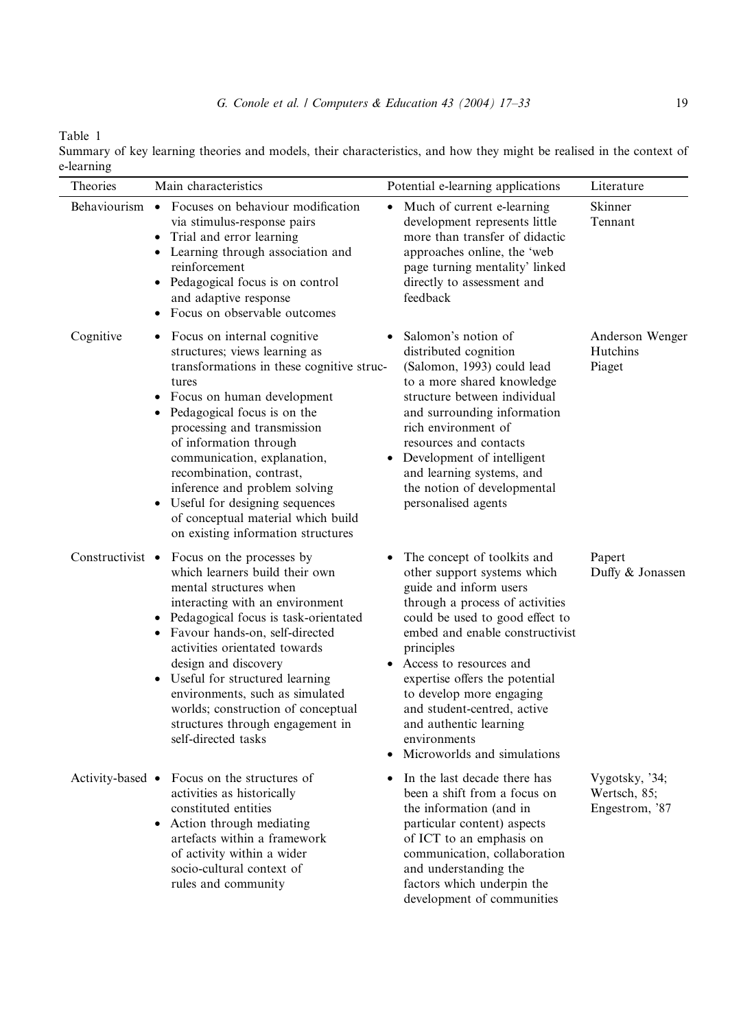Table 1
Summary of key learning theories and models, their characteristics, and how they might be realised in the context of e-learning

| Theories | Main characteristics | Potential e-learning applications | Literature |
|---|---|---|---|
| Behaviourism | • Focuses on behaviour modification via stimulus-response pairs<br>• Trial and error learning<br>• Learning through association and reinforcement<br>• Pedagogical focus is on control and adaptive response<br>• Focus on observable outcomes | • Much of current e-learning development represents little more than transfer of didactic approaches online, the 'web page turning mentality' linked directly to assessment and feedback | Skinner<br>Tennant |
| Cognitive | • Focus on internal cognitive structures; views learning as transformations in these cognitive structures<br>• Focus on human development<br>• Pedagogical focus is on the processing and transmission of information through communication, explanation, recombination, contrast, inference and problem solving<br>• Useful for designing sequences of conceptual material which build on existing information structures | • Salomon's notion of distributed cognition (Salomon, 1993) could lead to a more shared knowledge structure between individual and surrounding information rich environment of resources and contacts<br>• Development of intelligent and learning systems, and the notion of developmental personalised agents | Anderson Wenger<br>Hutchins<br>Piaget |
| Constructivist | • Focus on the processes by which learners build their own mental structures when interacting with an environment<br>• Pedagogical focus is task-orientated<br>• Favour hands-on, self-directed activities orientated towards design and discovery<br>• Useful for structured learning environments, such as simulated worlds; construction of conceptual structures through engagement in self-directed tasks | • The concept of toolkits and other support systems which guide and inform users through a process of activities could be used to good effect to embed and enable constructivist principles<br>• Access to resources and expertise offers the potential to develop more engaging and student-centred, active and authentic learning environments<br>• Microworlds and simulations | Papert<br>Duffy & Jonassen |
| Activity-based | • Focus on the structures of activities as historically constituted entities<br>• Action through mediating artefacts within a framework of activity within a wider socio-cultural context of rules and community | • In the last decade there has been a shift from a focus on the information (and in particular content) aspects of ICT to an emphasis on communication, collaboration and understanding the factors which underpin the development of communities | Vygotsky, '34;<br>Wertsch, 85;<br>Engestrom, '87 |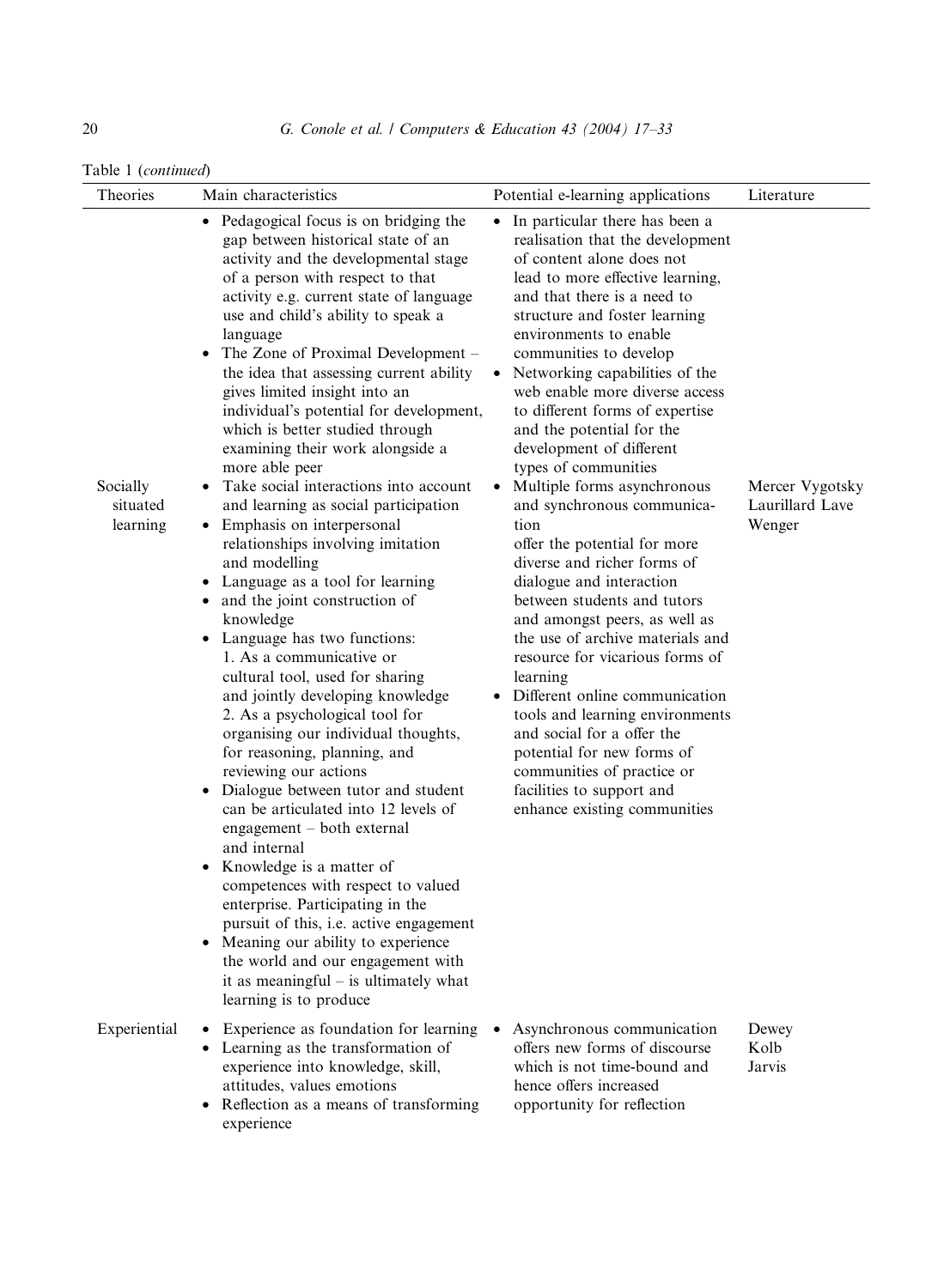Table 1 (*continued*)

| Theories | Main characteristics | Potential e-learning applications | Literature |
|---|---|---|---|
| | • Pedagogical focus is on bridging the gap between historical state of an activity and the developmental stage of a person with respect to that activity e.g. current state of language use and child's ability to speak a language<br>• The Zone of Proximal Development – the idea that assessing current ability gives limited insight into an individual's potential for development, which is better studied through examining their work alongside a more able peer | • In particular there has been a realisation that the development of content alone does not lead to more effective learning, and that there is a need to structure and foster learning environments to enable communities to develop<br>• Networking capabilities of the web enable more diverse access to different forms of expertise and the potential for the development of different types of communities | |
| Socially situated learning | • Take social interactions into account and learning as social participation<br>• Emphasis on interpersonal relationships involving imitation and modelling<br>• Language as a tool for learning<br>• and the joint construction of knowledge<br>• Language has two functions:<br>1. As a communicative or cultural tool, used for sharing and jointly developing knowledge<br>2. As a psychological tool for organising our individual thoughts, for reasoning, planning, and reviewing our actions<br>• Dialogue between tutor and student can be articulated into 12 levels of engagement – both external and internal<br>• Knowledge is a matter of competences with respect to valued enterprise. Participating in the pursuit of this, i.e. active engagement<br>• Meaning our ability to experience the world and our engagement with it as meaningful – is ultimately what learning is to produce | • Multiple forms asynchronous and synchronous communication offer the potential for more diverse and richer forms of dialogue and interaction between students and tutors and amongst peers, as well as the use of archive materials and resource for vicarious forms of learning<br>• Different online communication tools and learning environments and social for a offer the potential for new forms of communities of practice or facilities to support and enhance existing communities | Mercer Vygotsky Laurillard Lave Wenger |
| Experiential | • Experience as foundation for learning<br>• Learning as the transformation of experience into knowledge, skill, attitudes, values emotions<br>• Reflection as a means of transforming experience | • Asynchronous communication offers new forms of discourse which is not time-bound and hence offers increased opportunity for reflection | Dewey Kolb Jarvis |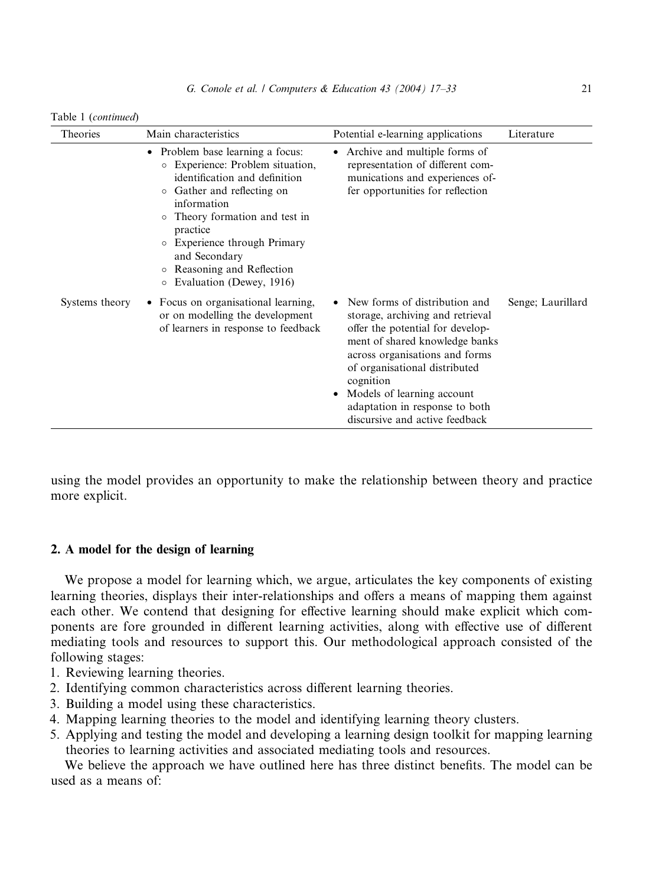Table 1 (*continued*)

| Theories | Main characteristics | Potential e-learning applications | Literature |
| --- | --- | --- | --- |
| | • Problem base learning a focus:<br>◦ Experience: Problem situation, identification and definition<br>◦ Gather and reflecting on information<br>◦ Theory formation and test in practice<br>◦ Experience through Primary and Secondary<br>◦ Reasoning and Reflection<br>◦ Evaluation (Dewey, 1916) | • Archive and multiple forms of representation of different communications and experiences offer opportunities for reflection | |
| Systems theory | • Focus on organisational learning, or on modelling the development of learners in response to feedback | • New forms of distribution and storage, archiving and retrieval offer the potential for development of shared knowledge banks across organisations and forms of organisational distributed cognition<br>• Models of learning account adaptation in response to both discursive and active feedback | Senge; Laurillard |

using the model provides an opportunity to make the relationship between theory and practice more explicit.

## 2. A model for the design of learning

We propose a model for learning which, we argue, articulates the key components of existing learning theories, displays their inter-relationships and offers a means of mapping them against each other. We contend that designing for effective learning should make explicit which components are fore grounded in different learning activities, along with effective use of different mediating tools and resources to support this. Our methodological approach consisted of the following stages:

1. Reviewing learning theories.
2. Identifying common characteristics across different learning theories.
3. Building a model using these characteristics.
4. Mapping learning theories to the model and identifying learning theory clusters.
5. Applying and testing the model and developing a learning design toolkit for mapping learning theories to learning activities and associated mediating tools and resources.

We believe the approach we have outlined here has three distinct benefits. The model can be used as a means of: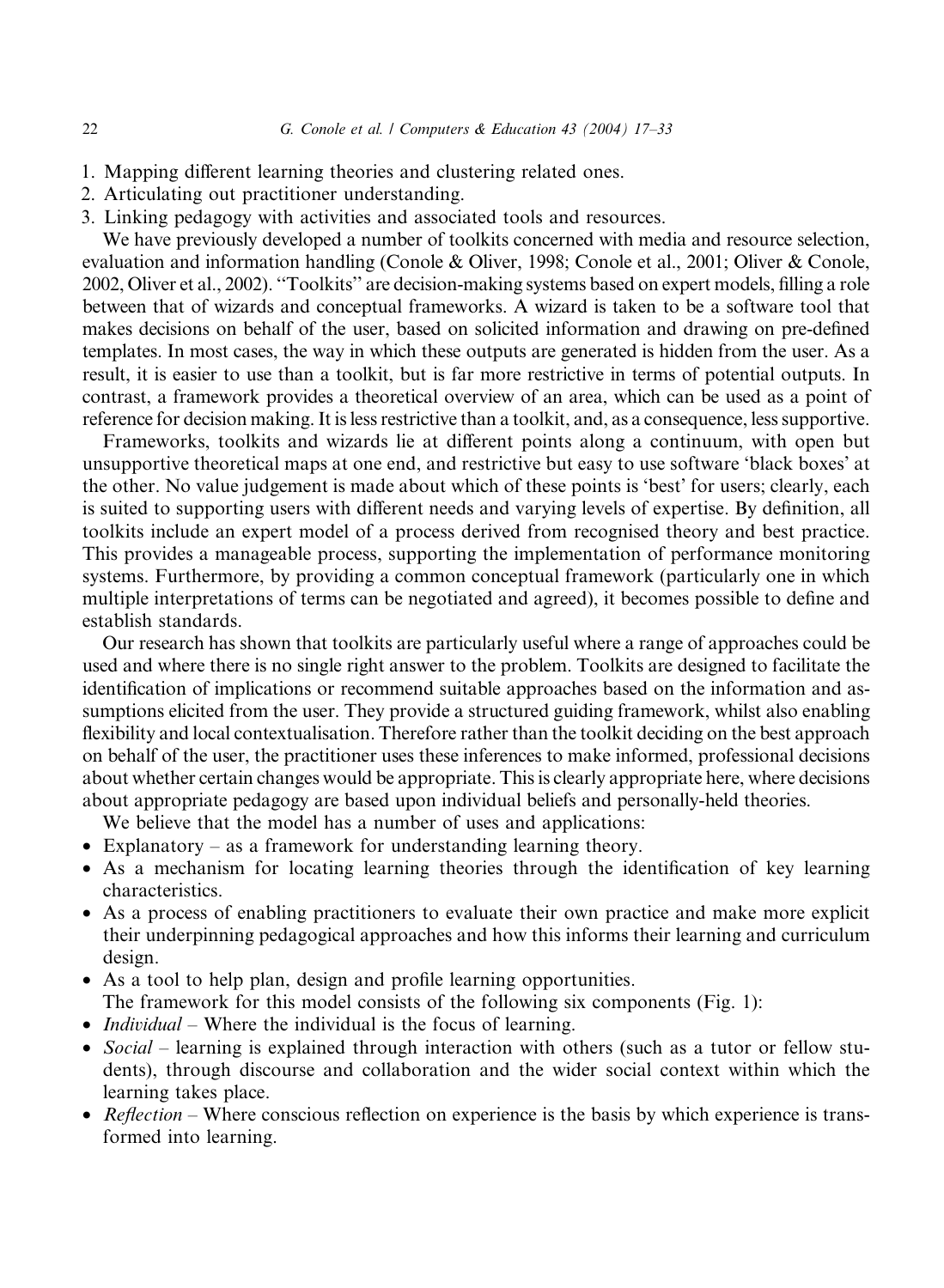1. Mapping different learning theories and clustering related ones.
2. Articulating out practitioner understanding.
3. Linking pedagogy with activities and associated tools and resources.

We have previously developed a number of toolkits concerned with media and resource selection, evaluation and information handling (Conole & Oliver, 1998; Conole et al., 2001; Oliver & Conole, 2002, Oliver et al., 2002). "Toolkits" are decision-making systems based on expert models, filling a role between that of wizards and conceptual frameworks. A wizard is taken to be a software tool that makes decisions on behalf of the user, based on solicited information and drawing on pre-defined templates. In most cases, the way in which these outputs are generated is hidden from the user. As a result, it is easier to use than a toolkit, but is far more restrictive in terms of potential outputs. In contrast, a framework provides a theoretical overview of an area, which can be used as a point of reference for decision making. It is less restrictive than a toolkit, and, as a consequence, less supportive.

Frameworks, toolkits and wizards lie at different points along a continuum, with open but unsupportive theoretical maps at one end, and restrictive but easy to use software 'black boxes' at the other. No value judgement is made about which of these points is 'best' for users; clearly, each is suited to supporting users with different needs and varying levels of expertise. By definition, all toolkits include an expert model of a process derived from recognised theory and best practice. This provides a manageable process, supporting the implementation of performance monitoring systems. Furthermore, by providing a common conceptual framework (particularly one in which multiple interpretations of terms can be negotiated and agreed), it becomes possible to define and establish standards.

Our research has shown that toolkits are particularly useful where a range of approaches could be used and where there is no single right answer to the problem. Toolkits are designed to facilitate the identification of implications or recommend suitable approaches based on the information and assumptions elicited from the user. They provide a structured guiding framework, whilst also enabling flexibility and local contextualisation. Therefore rather than the toolkit deciding on the best approach on behalf of the user, the practitioner uses these inferences to make informed, professional decisions about whether certain changes would be appropriate. This is clearly appropriate here, where decisions about appropriate pedagogy are based upon individual beliefs and personally-held theories.

We believe that the model has a number of uses and applications:

- Explanatory – as a framework for understanding learning theory.
- As a mechanism for locating learning theories through the identification of key learning characteristics.
- As a process of enabling practitioners to evaluate their own practice and make more explicit their underpinning pedagogical approaches and how this informs their learning and curriculum design.
- As a tool to help plan, design and profile learning opportunities.

The framework for this model consists of the following six components (Fig. 1):

- *Individual* – Where the individual is the focus of learning.
- *Social* – learning is explained through interaction with others (such as a tutor or fellow students), through discourse and collaboration and the wider social context within which the learning takes place.
- *Reflection* – Where conscious reflection on experience is the basis by which experience is transformed into learning.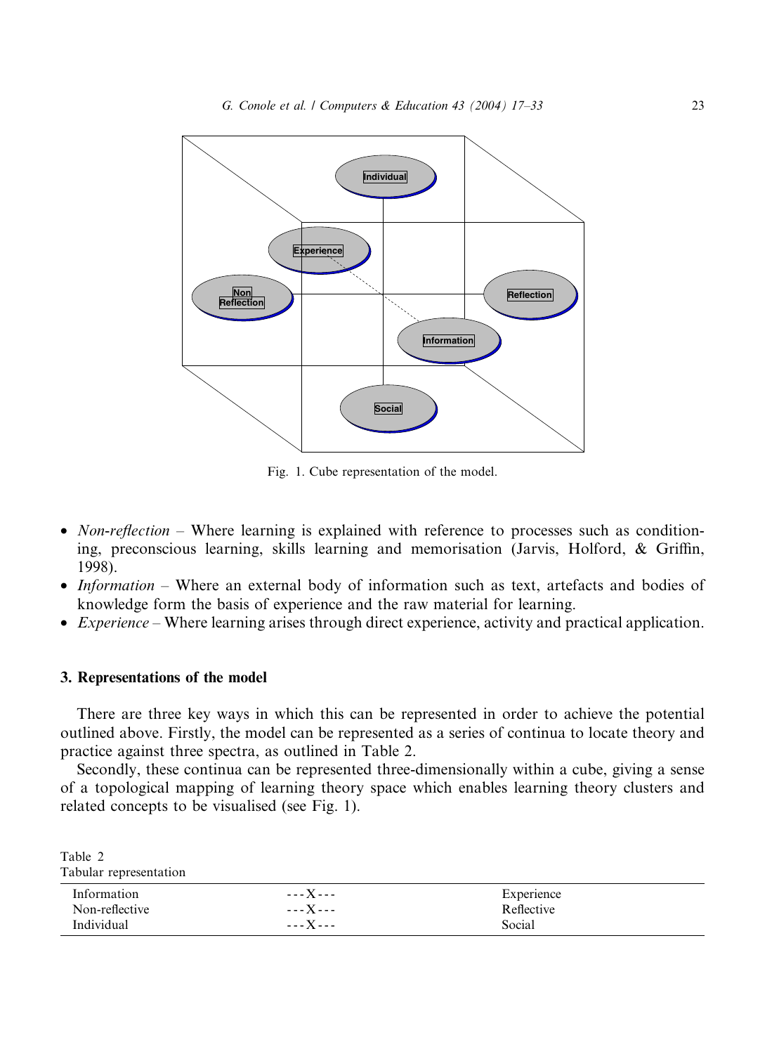Fig. 1. Cube representation of the model.

- *Non-reflection* – Where learning is explained with reference to processes such as conditioning, preconscious learning, skills learning and memorisation (Jarvis, Holford, & Griffin, 1998).
- *Information* – Where an external body of information such as text, artefacts and bodies of knowledge form the basis of experience and the raw material for learning.
- *Experience* – Where learning arises through direct experience, activity and practical application.

## 3. Representations of the model

There are three key ways in which this can be represented in order to achieve the potential outlined above. Firstly, the model can be represented as a series of continua to locate theory and practice against three spectra, as outlined in Table 2.

Secondly, these continua can be represented three-dimensionally within a cube, giving a sense of a topological mapping of learning theory space which enables learning theory clusters and related concepts to be visualised (see Fig. 1).

Table 2
Tabular representation

| | | |
|---|---|---|
| Information | ---X--- | Experience |
| Non-reflective | ---X--- | Reflective |
| Individual | ---X--- | Social |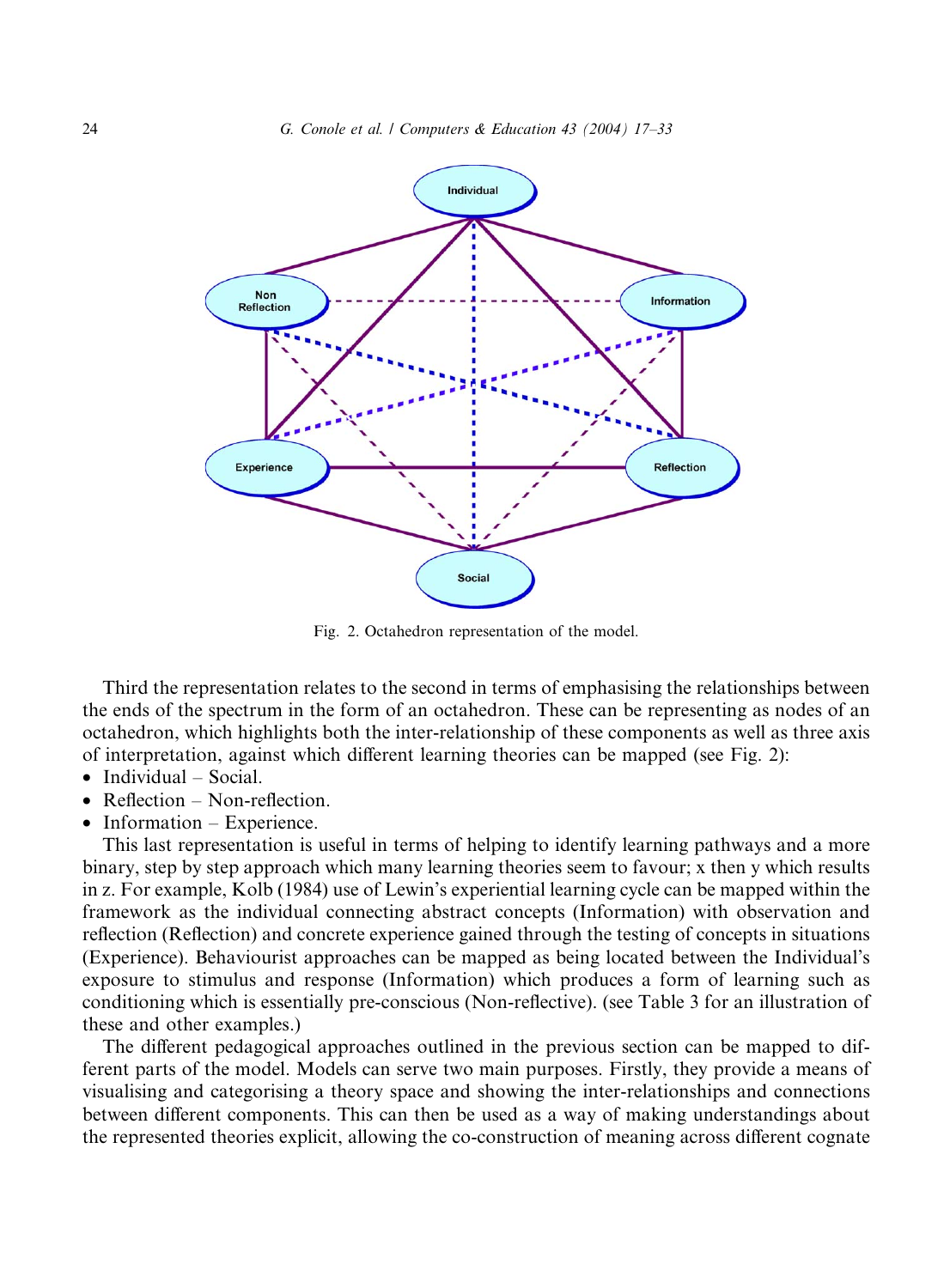Fig. 2. Octahedron representation of the model.

Third the representation relates to the second in terms of emphasising the relationships between the ends of the spectrum in the form of an octahedron. These can be representing as nodes of an octahedron, which highlights both the inter-relationship of these components as well as three axis of interpretation, against which different learning theories can be mapped (see Fig. 2):

- Individual – Social.
- Reflection – Non-reflection.
- Information – Experience.

This last representation is useful in terms of helping to identify learning pathways and a more binary, step by step approach which many learning theories seem to favour; x then y which results in z. For example, Kolb (1984) use of Lewin's experiential learning cycle can be mapped within the framework as the individual connecting abstract concepts (Information) with observation and reflection (Reflection) and concrete experience gained through the testing of concepts in situations (Experience). Behaviourist approaches can be mapped as being located between the Individual's exposure to stimulus and response (Information) which produces a form of learning such as conditioning which is essentially pre-conscious (Non-reflective). (see Table 3 for an illustration of these and other examples.)

The different pedagogical approaches outlined in the previous section can be mapped to different parts of the model. Models can serve two main purposes. Firstly, they provide a means of visualising and categorising a theory space and showing the inter-relationships and connections between different components. This can then be used as a way of making understandings about the represented theories explicit, allowing the co-construction of meaning across different cognate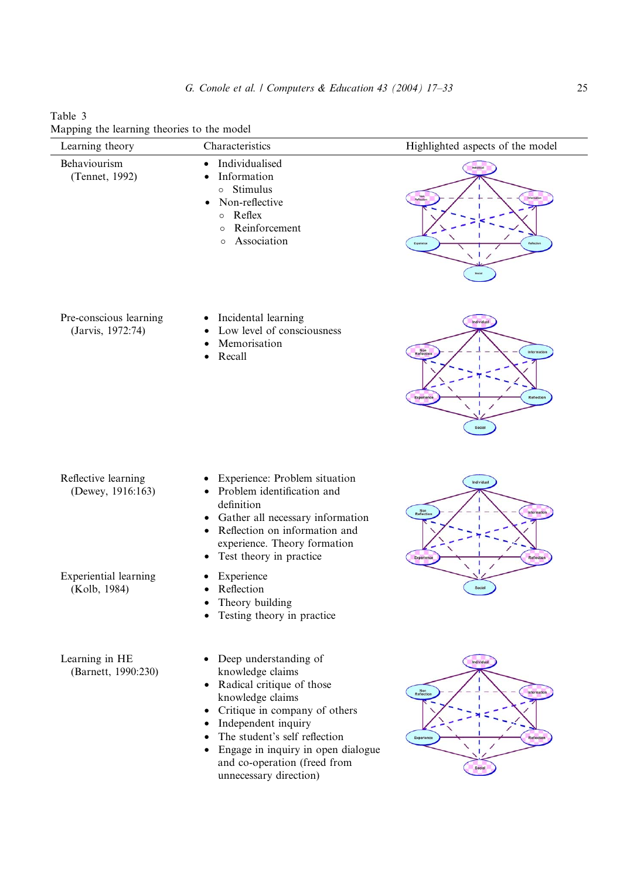Table 3
Mapping the learning theories to the model

| Learning theory | Characteristics | Highlighted aspects of the model |
| --- | --- | --- |
| Behaviourism (Tennet, 1992) | • Individualised<br>• Information<br>  ○ Stimulus<br>• Non-reflective<br>  ○ Reflex<br>  ○ Reinforcement<br>  ○ Association | |
| Pre-conscious learning (Jarvis, 1972:74) | • Incidental learning<br>• Low level of consciousness<br>• Memorisation<br>• Recall | |
| Reflective learning (Dewey, 1916:163) | • Experience: Problem situation<br>• Problem identification and definition<br>• Gather all necessary information<br>• Reflection on information and experience. Theory formation<br>• Test theory in practice | |
| Experiential learning (Kolb, 1984) | • Experience<br>• Reflection<br>• Theory building<br>• Testing theory in practice | |
| Learning in HE (Barnett, 1990:230) | • Deep understanding of knowledge claims<br>• Radical critique of those knowledge claims<br>• Critique in company of others<br>• Independent inquiry<br>• The student's self reflection<br>• Engage in inquiry in open dialogue and co-operation (freed from unnecessary direction) | |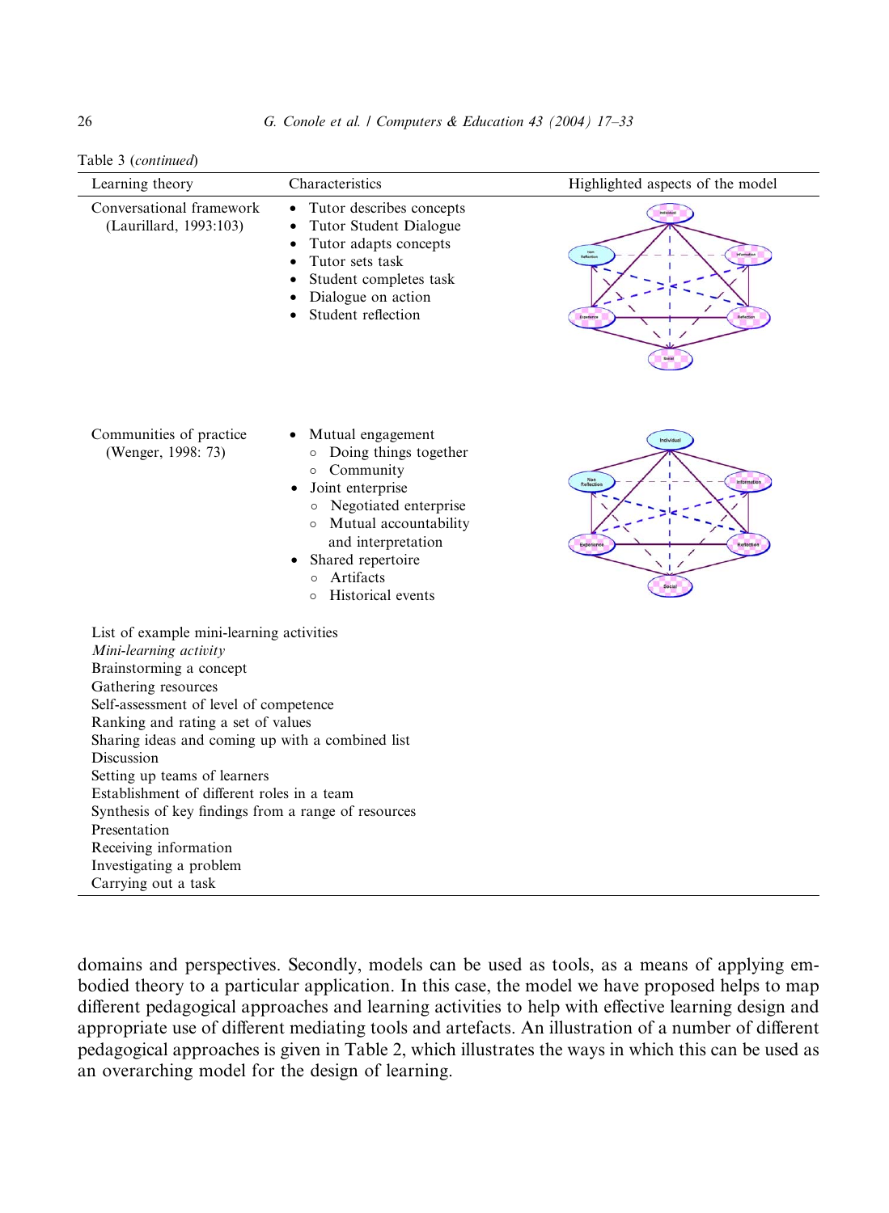Table 3 (*continued*)

| Learning theory | Characteristics | Highlighted aspects of the model |
|---|---|---|
| Conversational framework (Laurillard, 1993:103) | • Tutor describes concepts<br>• Tutor Student Dialogue<br>• Tutor adapts concepts<br>• Tutor sets task<br>• Student completes task<br>• Dialogue on action<br>• Student reflection | |
| Communities of practice (Wenger, 1998: 73) | • Mutual engagement<br>  ○ Doing things together<br>  ○ Community<br>• Joint enterprise<br>  ○ Negotiated enterprise<br>  ○ Mutual accountability and interpretation<br>• Shared repertoire<br>  ○ Artifacts<br>  ○ Historical events | |

List of example mini-learning activities

| *Mini-learning activity* |
|---|
| Brainstorming a concept |
| Gathering resources |
| Self-assessment of level of competence |
| Ranking and rating a set of values |
| Sharing ideas and coming up with a combined list |
| Discussion |
| Setting up teams of learners |
| Establishment of different roles in a team |
| Synthesis of key findings from a range of resources |
| Presentation |
| Receiving information |
| Investigating a problem |
| Carrying out a task |

domains and perspectives. Secondly, models can be used as tools, as a means of applying embodied theory to a particular application. In this case, the model we have proposed helps to map different pedagogical approaches and learning activities to help with effective learning design and appropriate use of different mediating tools and artefacts. An illustration of a number of different pedagogical approaches is given in Table 2, which illustrates the ways in which this can be used as an overarching model for the design of learning.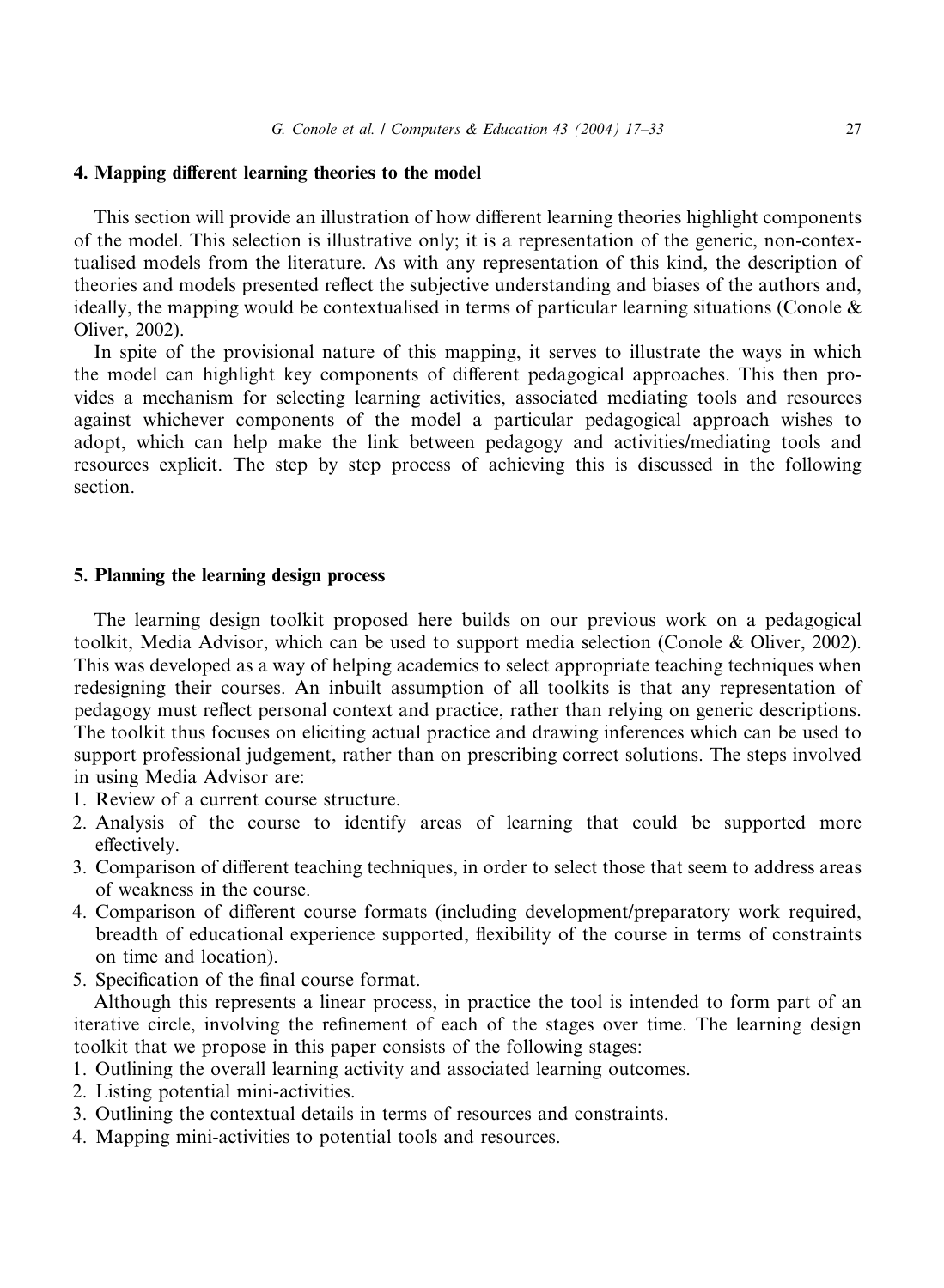## 4. Mapping different learning theories to the model

This section will provide an illustration of how different learning theories highlight components of the model. This selection is illustrative only; it is a representation of the generic, non-contextualised models from the literature. As with any representation of this kind, the description of theories and models presented reflect the subjective understanding and biases of the authors and, ideally, the mapping would be contextualised in terms of particular learning situations (Conole & Oliver, 2002).

In spite of the provisional nature of this mapping, it serves to illustrate the ways in which the model can highlight key components of different pedagogical approaches. This then provides a mechanism for selecting learning activities, associated mediating tools and resources against whichever components of the model a particular pedagogical approach wishes to adopt, which can help make the link between pedagogy and activities/mediating tools and resources explicit. The step by step process of achieving this is discussed in the following section.

## 5. Planning the learning design process

The learning design toolkit proposed here builds on our previous work on a pedagogical toolkit, Media Advisor, which can be used to support media selection (Conole & Oliver, 2002). This was developed as a way of helping academics to select appropriate teaching techniques when redesigning their courses. An inbuilt assumption of all toolkits is that any representation of pedagogy must reflect personal context and practice, rather than relying on generic descriptions. The toolkit thus focuses on eliciting actual practice and drawing inferences which can be used to support professional judgement, rather than on prescribing correct solutions. The steps involved in using Media Advisor are:

1. Review of a current course structure.
2. Analysis of the course to identify areas of learning that could be supported more effectively.
3. Comparison of different teaching techniques, in order to select those that seem to address areas of weakness in the course.
4. Comparison of different course formats (including development/preparatory work required, breadth of educational experience supported, flexibility of the course in terms of constraints on time and location).
5. Specification of the final course format.

Although this represents a linear process, in practice the tool is intended to form part of an iterative circle, involving the refinement of each of the stages over time. The learning design toolkit that we propose in this paper consists of the following stages:

1. Outlining the overall learning activity and associated learning outcomes.
2. Listing potential mini-activities.
3. Outlining the contextual details in terms of resources and constraints.
4. Mapping mini-activities to potential tools and resources.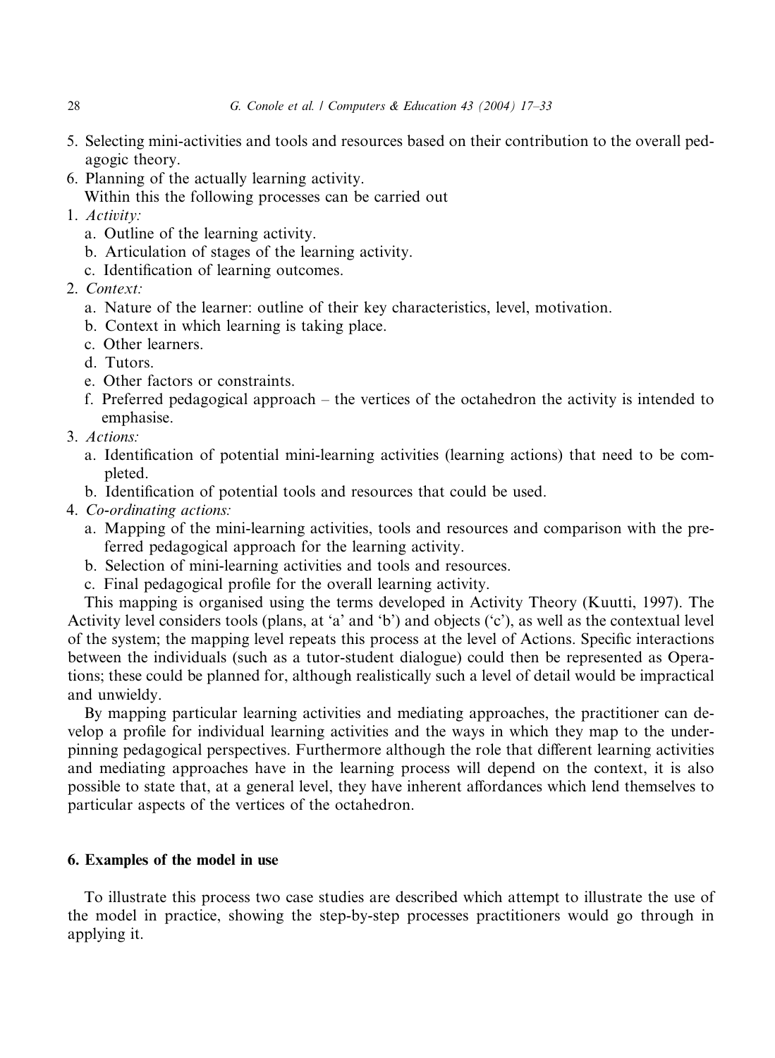5. Selecting mini-activities and tools and resources based on their contribution to the overall pedagogic theory.
6. Planning of the actually learning activity.
   Within this the following processes can be carried out

1. *Activity:*
   a. Outline of the learning activity.
   b. Articulation of stages of the learning activity.
   c. Identification of learning outcomes.
2. *Context:*
   a. Nature of the learner: outline of their key characteristics, level, motivation.
   b. Context in which learning is taking place.
   c. Other learners.
   d. Tutors.
   e. Other factors or constraints.
   f. Preferred pedagogical approach – the vertices of the octahedron the activity is intended to emphasise.
3. *Actions:*
   a. Identification of potential mini-learning activities (learning actions) that need to be completed.
   b. Identification of potential tools and resources that could be used.
4. *Co-ordinating actions:*
   a. Mapping of the mini-learning activities, tools and resources and comparison with the preferred pedagogical approach for the learning activity.
   b. Selection of mini-learning activities and tools and resources.
   c. Final pedagogical profile for the overall learning activity.

This mapping is organised using the terms developed in Activity Theory (Kuutti, 1997). The Activity level considers tools (plans, at 'a' and 'b') and objects ('c'), as well as the contextual level of the system; the mapping level repeats this process at the level of Actions. Specific interactions between the individuals (such as a tutor-student dialogue) could then be represented as Operations; these could be planned for, although realistically such a level of detail would be impractical and unwieldy.

By mapping particular learning activities and mediating approaches, the practitioner can develop a profile for individual learning activities and the ways in which they map to the underpinning pedagogical perspectives. Furthermore although the role that different learning activities and mediating approaches have in the learning process will depend on the context, it is also possible to state that, at a general level, they have inherent affordances which lend themselves to particular aspects of the vertices of the octahedron.

## 6. Examples of the model in use

To illustrate this process two case studies are described which attempt to illustrate the use of the model in practice, showing the step-by-step processes practitioners would go through in applying it.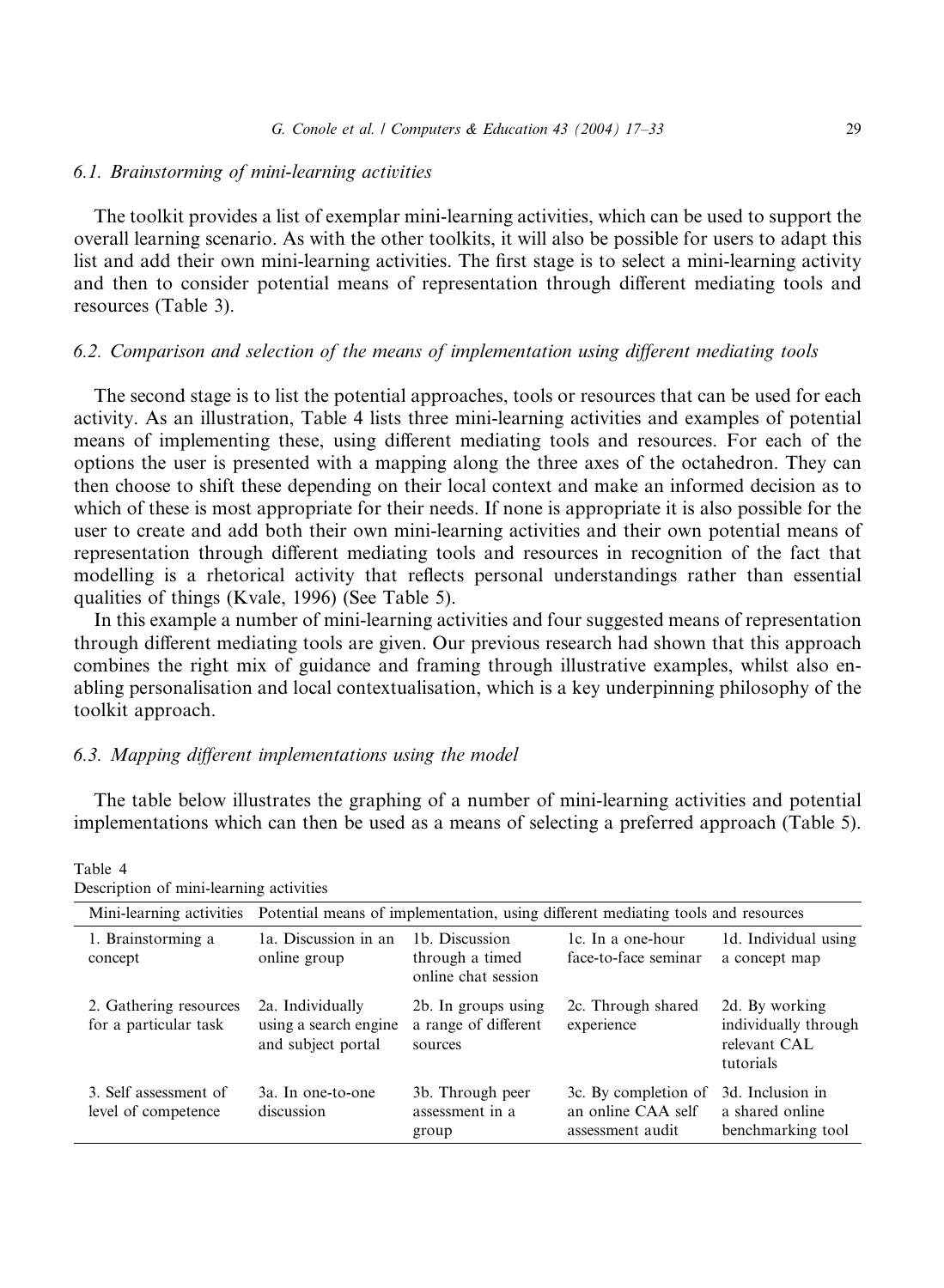### 6.1. Brainstorming of mini-learning activities

The toolkit provides a list of exemplar mini-learning activities, which can be used to support the overall learning scenario. As with the other toolkits, it will also be possible for users to adapt this list and add their own mini-learning activities. The first stage is to select a mini-learning activity and then to consider potential means of representation through different mediating tools and resources (Table 3).

### 6.2. Comparison and selection of the means of implementation using different mediating tools

The second stage is to list the potential approaches, tools or resources that can be used for each activity. As an illustration, Table 4 lists three mini-learning activities and examples of potential means of implementing these, using different mediating tools and resources. For each of the options the user is presented with a mapping along the three axes of the octahedron. They can then choose to shift these depending on their local context and make an informed decision as to which of these is most appropriate for their needs. If none is appropriate it is also possible for the user to create and add both their own mini-learning activities and their own potential means of representation through different mediating tools and resources in recognition of the fact that modelling is a rhetorical activity that reflects personal understandings rather than essential qualities of things (Kvale, 1996) (See Table 5).

In this example a number of mini-learning activities and four suggested means of representation through different mediating tools are given. Our previous research had shown that this approach combines the right mix of guidance and framing through illustrative examples, whilst also enabling personalisation and local contextualisation, which is a key underpinning philosophy of the toolkit approach.

### 6.3. Mapping different implementations using the model

The table below illustrates the graphing of a number of mini-learning activities and potential implementations which can then be used as a means of selecting a preferred approach (Table 5).

Table 4
Description of mini-learning activities

| Mini-learning activities | Potential means of implementation, using different mediating tools and resources | | | |
|---|---|---|---|---|
| 1. Brainstorming a concept | 1a. Discussion in an online group | 1b. Discussion through a timed online chat session | 1c. In a one-hour face-to-face seminar | 1d. Individual using a concept map |
| 2. Gathering resources for a particular task | 2a. Individually using a search engine and subject portal | 2b. In groups using a range of different sources | 2c. Through shared experience | 2d. By working individually through relevant CAL tutorials |
| 3. Self assessment of level of competence | 3a. In one-to-one discussion | 3b. Through peer assessment in a group | 3c. By completion of an online CAA self assessment audit | 3d. Inclusion in a shared online benchmarking tool |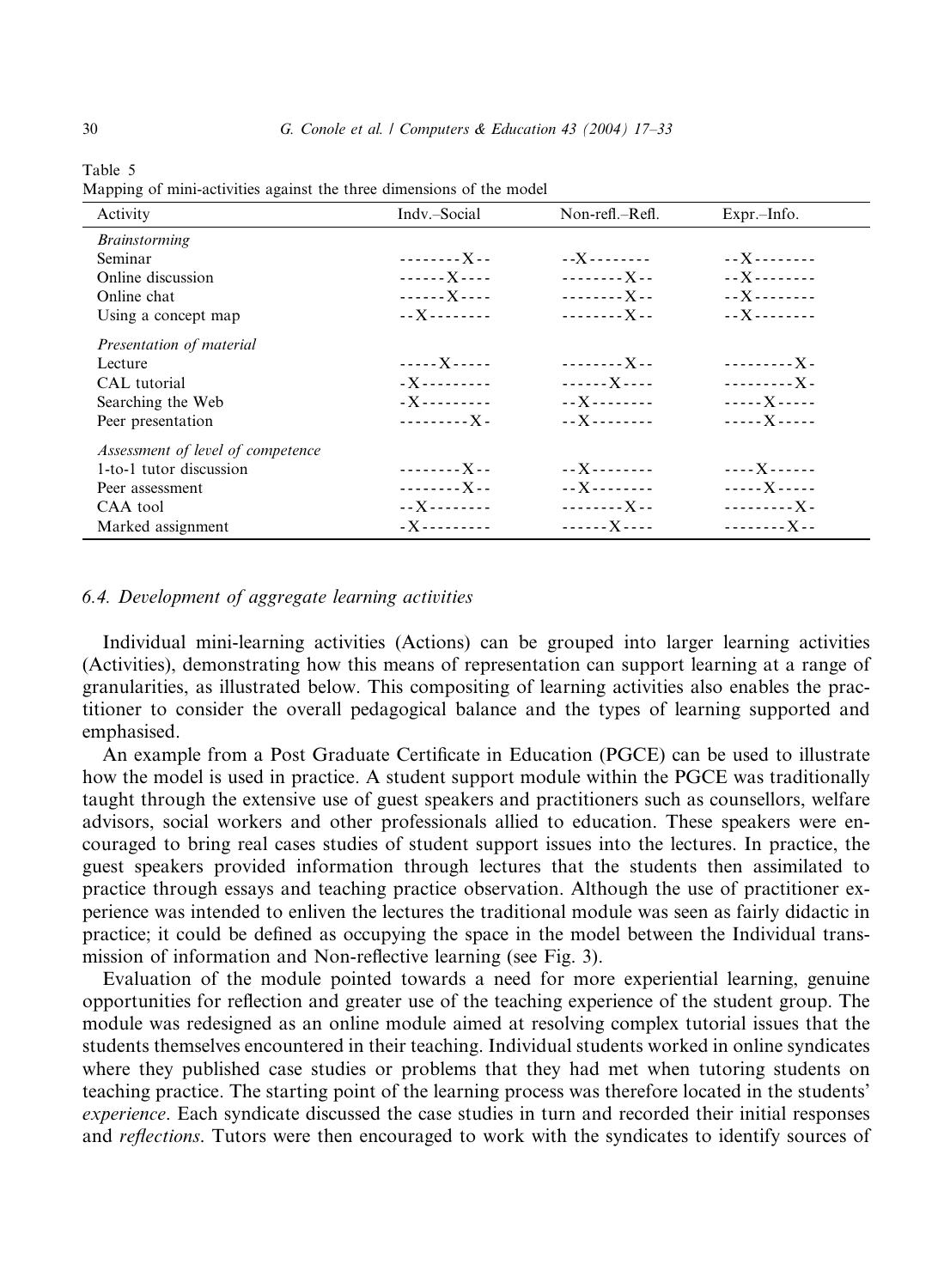Table 5
Mapping of mini-activities against the three dimensions of the model

| Activity | Indv.–Social | Non-refl.–Refl. | Expr.–Info. |
|---|---|---|---|
| *Brainstorming* | | | |
| Seminar | --------X-- | --X-------- | --X-------- |
| Online discussion | ------X---- | --------X-- | --X-------- |
| Online chat | ------X---- | --------X-- | --X-------- |
| Using a concept map | --X-------- | --------X-- | --X-------- |
| *Presentation of material* | | | |
| Lecture | -----X----- | --------X-- | ---------X- |
| CAL tutorial | -X--------- | ------X---- | ---------X- |
| Searching the Web | -X--------- | --X-------- | -----X----- |
| Peer presentation | ---------X- | --X-------- | -----X----- |
| *Assessment of level of competence* | | | |
| 1-to-1 tutor discussion | --------X-- | --X-------- | ----X------ |
| Peer assessment | --------X-- | --X-------- | -----X----- |
| CAA tool | --X-------- | --------X-- | ---------X- |
| Marked assignment | -X--------- | ------X---- | --------X-- |

### 6.4. Development of aggregate learning activities

Individual mini-learning activities (Actions) can be grouped into larger learning activities (Activities), demonstrating how this means of representation can support learning at a range of granularities, as illustrated below. This compositing of learning activities also enables the practitioner to consider the overall pedagogical balance and the types of learning supported and emphasised.

An example from a Post Graduate Certificate in Education (PGCE) can be used to illustrate how the model is used in practice. A student support module within the PGCE was traditionally taught through the extensive use of guest speakers and practitioners such as counsellors, welfare advisors, social workers and other professionals allied to education. These speakers were encouraged to bring real cases studies of student support issues into the lectures. In practice, the guest speakers provided information through lectures that the students then assimilated to practice through essays and teaching practice observation. Although the use of practitioner experience was intended to enliven the lectures the traditional module was seen as fairly didactic in practice; it could be defined as occupying the space in the model between the Individual transmission of information and Non-reflective learning (see Fig. 3).

Evaluation of the module pointed towards a need for more experiential learning, genuine opportunities for reflection and greater use of the teaching experience of the student group. The module was redesigned as an online module aimed at resolving complex tutorial issues that the students themselves encountered in their teaching. Individual students worked in online syndicates where they published case studies or problems that they had met when tutoring students on teaching practice. The starting point of the learning process was therefore located in the students' *experience*. Each syndicate discussed the case studies in turn and recorded their initial responses and *reflections*. Tutors were then encouraged to work with the syndicates to identify sources of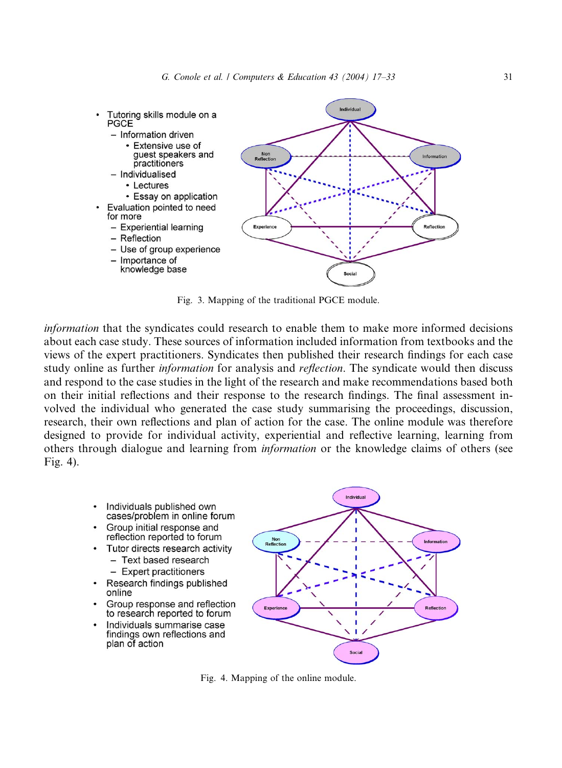- Tutoring skills module on a PGCE
  - Information driven
    - Extensive use of guest speakers and practitioners
  - Individualised
    - Lectures
    - Essay on application
- Evaluation pointed to need for more
  - Experiential learning
  - Reflection
  - Use of group experience
  - Importance of knowledge base

Fig. 3. Mapping of the traditional PGCE module.

*information* that the syndicates could research to enable them to make more informed decisions about each case study. These sources of information included information from textbooks and the views of the expert practitioners. Syndicates then published their research findings for each case study online as further *information* for analysis and *reflection*. The syndicate would then discuss and respond to the case studies in the light of the research and make recommendations based both on their initial reflections and their response to the research findings. The final assessment involved the individual who generated the case study summarising the proceedings, discussion, research, their own reflections and plan of action for the case. The online module was therefore designed to provide for individual activity, experiential and reflective learning, learning from others through dialogue and learning from *information* or the knowledge claims of others (see Fig. 4).

- Individuals published own cases/problem in online forum
- Group initial response and reflection reported to forum
- Tutor directs research activity
  - Text based research
  - Expert practitioners
- Research findings published online
- Group response and reflection to research reported to forum
- Individuals summarise case findings own reflections and plan of action

Fig. 4. Mapping of the online module.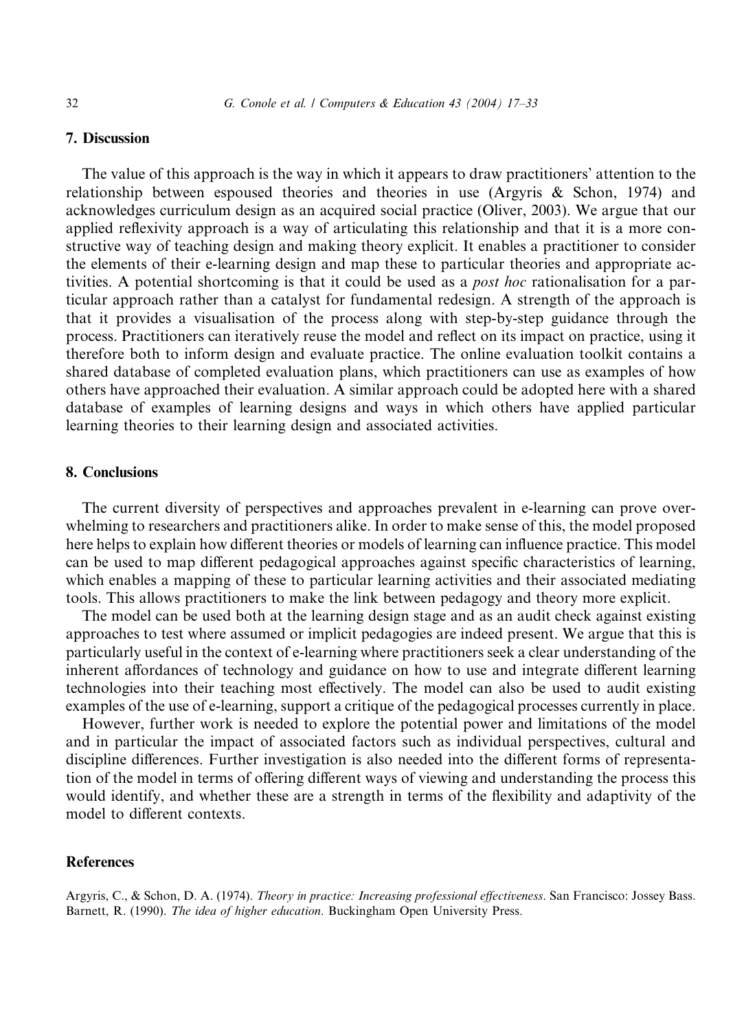## 7. Discussion

The value of this approach is the way in which it appears to draw practitioners' attention to the relationship between espoused theories and theories in use (Argyris & Schon, 1974) and acknowledges curriculum design as an acquired social practice (Oliver, 2003). We argue that our applied reflexivity approach is a way of articulating this relationship and that it is a more constructive way of teaching design and making theory explicit. It enables a practitioner to consider the elements of their e-learning design and map these to particular theories and appropriate activities. A potential shortcoming is that it could be used as a *post hoc* rationalisation for a particular approach rather than a catalyst for fundamental redesign. A strength of the approach is that it provides a visualisation of the process along with step-by-step guidance through the process. Practitioners can iteratively reuse the model and reflect on its impact on practice, using it therefore both to inform design and evaluate practice. The online evaluation toolkit contains a shared database of completed evaluation plans, which practitioners can use as examples of how others have approached their evaluation. A similar approach could be adopted here with a shared database of examples of learning designs and ways in which others have applied particular learning theories to their learning design and associated activities.

## 8. Conclusions

The current diversity of perspectives and approaches prevalent in e-learning can prove overwhelming to researchers and practitioners alike. In order to make sense of this, the model proposed here helps to explain how different theories or models of learning can influence practice. This model can be used to map different pedagogical approaches against specific characteristics of learning, which enables a mapping of these to particular learning activities and their associated mediating tools. This allows practitioners to make the link between pedagogy and theory more explicit.

The model can be used both at the learning design stage and as an audit check against existing approaches to test where assumed or implicit pedagogies are indeed present. We argue that this is particularly useful in the context of e-learning where practitioners seek a clear understanding of the inherent affordances of technology and guidance on how to use and integrate different learning technologies into their teaching most effectively. The model can also be used to audit existing examples of the use of e-learning, support a critique of the pedagogical processes currently in place.

However, further work is needed to explore the potential power and limitations of the model and in particular the impact of associated factors such as individual perspectives, cultural and discipline differences. Further investigation is also needed into the different forms of representation of the model in terms of offering different ways of viewing and understanding the process this would identify, and whether these are a strength in terms of the flexibility and adaptivity of the model to different contexts.

## References

Argyris, C., & Schon, D. A. (1974). *Theory in practice: Increasing professional effectiveness*. San Francisco: Jossey Bass.

Barnett, R. (1990). *The idea of higher education*. Buckingham Open University Press.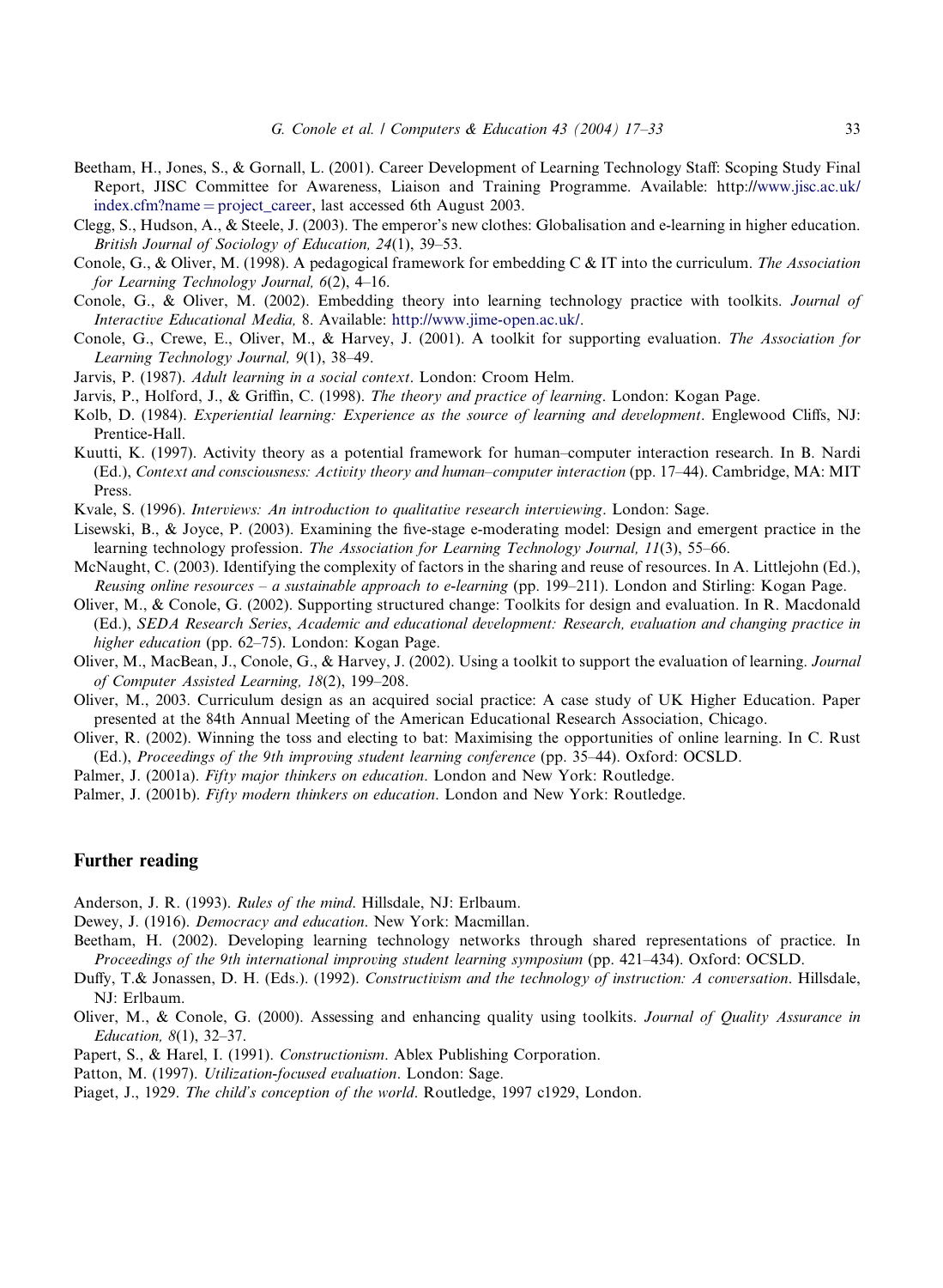Beetham, H., Jones, S., & Gornall, L. (2001). Career Development of Learning Technology Staff: Scoping Study Final Report, JISC Committee for Awareness, Liaison and Training Programme. Available: http://www.jisc.ac.uk/index.cfm?name = project_career, last accessed 6th August 2003.

Clegg, S., Hudson, A., & Steele, J. (2003). The emperor's new clothes: Globalisation and e-learning in higher education. *British Journal of Sociology of Education, 24*(1), 39–53.

Conole, G., & Oliver, M. (1998). A pedagogical framework for embedding C & IT into the curriculum. *The Association for Learning Technology Journal, 6*(2), 4–16.

Conole, G., & Oliver, M. (2002). Embedding theory into learning technology practice with toolkits. *Journal of Interactive Educational Media,* 8. Available: http://www.jime-open.ac.uk/.

Conole, G., Crewe, E., Oliver, M., & Harvey, J. (2001). A toolkit for supporting evaluation. *The Association for Learning Technology Journal, 9*(1), 38–49.

Jarvis, P. (1987). *Adult learning in a social context*. London: Croom Helm.

Jarvis, P., Holford, J., & Griffin, C. (1998). *The theory and practice of learning*. London: Kogan Page.

Kolb, D. (1984). *Experiential learning: Experience as the source of learning and development*. Englewood Cliffs, NJ: Prentice-Hall.

Kuutti, K. (1997). Activity theory as a potential framework for human–computer interaction research. In B. Nardi (Ed.), *Context and consciousness: Activity theory and human–computer interaction* (pp. 17–44). Cambridge, MA: MIT Press.

Kvale, S. (1996). *Interviews: An introduction to qualitative research interviewing*. London: Sage.

Lisewski, B., & Joyce, P. (2003). Examining the five-stage e-moderating model: Design and emergent practice in the learning technology profession. *The Association for Learning Technology Journal, 11*(3), 55–66.

McNaught, C. (2003). Identifying the complexity of factors in the sharing and reuse of resources. In A. Littlejohn (Ed.), *Reusing online resources – a sustainable approach to e-learning* (pp. 199–211). London and Stirling: Kogan Page.

Oliver, M., & Conole, G. (2002). Supporting structured change: Toolkits for design and evaluation. In R. Macdonald (Ed.), *SEDA Research Series*, *Academic and educational development: Research, evaluation and changing practice in higher education* (pp. 62–75). London: Kogan Page.

Oliver, M., MacBean, J., Conole, G., & Harvey, J. (2002). Using a toolkit to support the evaluation of learning. *Journal of Computer Assisted Learning, 18*(2), 199–208.

Oliver, M., 2003. Curriculum design as an acquired social practice: A case study of UK Higher Education. Paper presented at the 84th Annual Meeting of the American Educational Research Association, Chicago.

Oliver, R. (2002). Winning the toss and electing to bat: Maximising the opportunities of online learning. In C. Rust (Ed.), *Proceedings of the 9th improving student learning conference* (pp. 35–44). Oxford: OCSLD.

Palmer, J. (2001a). *Fifty major thinkers on education*. London and New York: Routledge.

Palmer, J. (2001b). *Fifty modern thinkers on education*. London and New York: Routledge.

## Further reading

Anderson, J. R. (1993). *Rules of the mind*. Hillsdale, NJ: Erlbaum.

Dewey, J. (1916). *Democracy and education*. New York: Macmillan.

Beetham, H. (2002). Developing learning technology networks through shared representations of practice. In *Proceedings of the 9th international improving student learning symposium* (pp. 421–434). Oxford: OCSLD.

Duffy, T.& Jonassen, D. H. (Eds.). (1992). *Constructivism and the technology of instruction: A conversation*. Hillsdale, NJ: Erlbaum.

Oliver, M., & Conole, G. (2000). Assessing and enhancing quality using toolkits. *Journal of Quality Assurance in Education, 8*(1), 32–37.

Papert, S., & Harel, I. (1991). *Constructionism*. Ablex Publishing Corporation.

Patton, M. (1997). *Utilization-focused evaluation*. London: Sage.

Piaget, J., 1929. *The child's conception of the world*. Routledge, 1997 c1929, London.